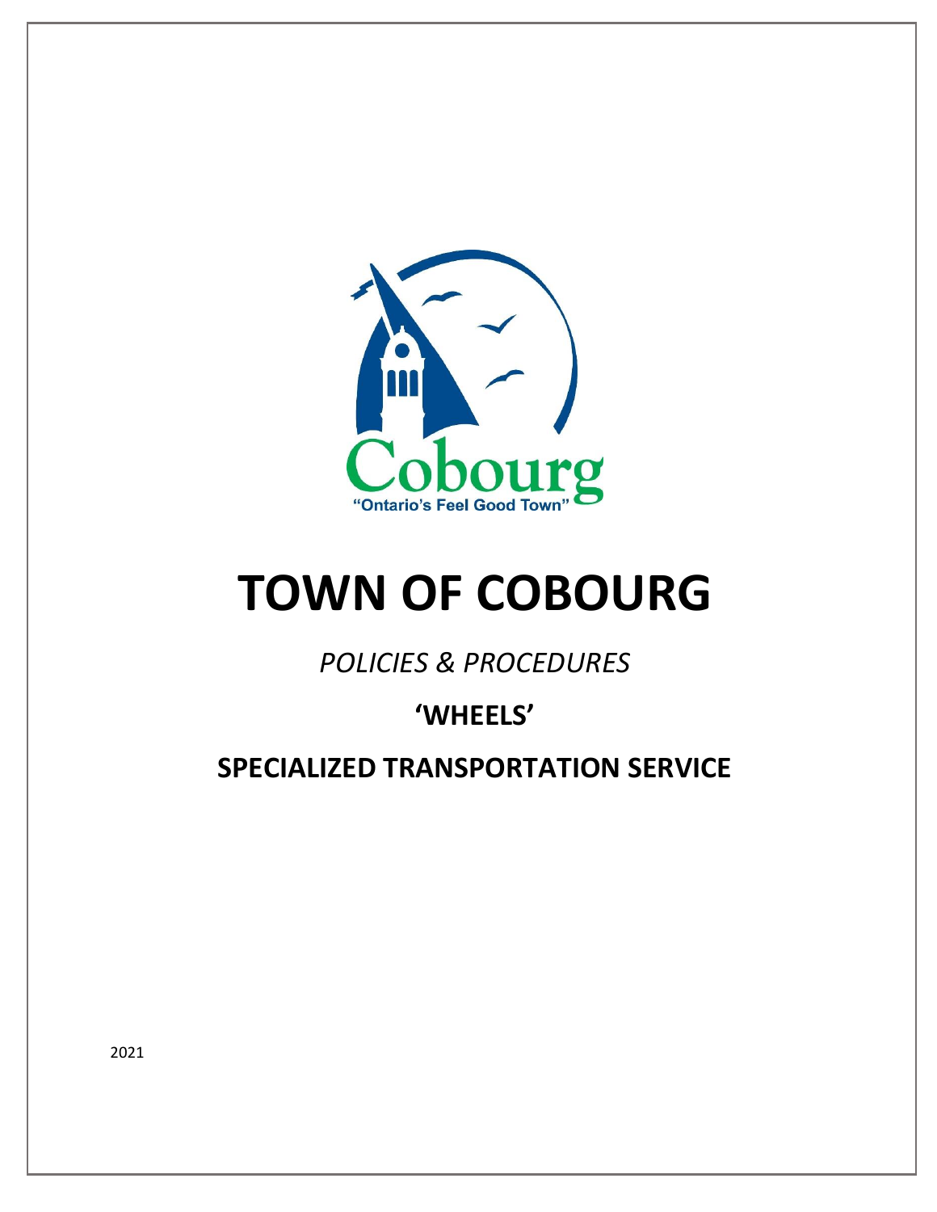# TOWN OF COBOURG

*POLICIES & PROCEDURES*

## 'WHEELS'

## SPECIALIZED TRANSPORTATION SERVICE

2021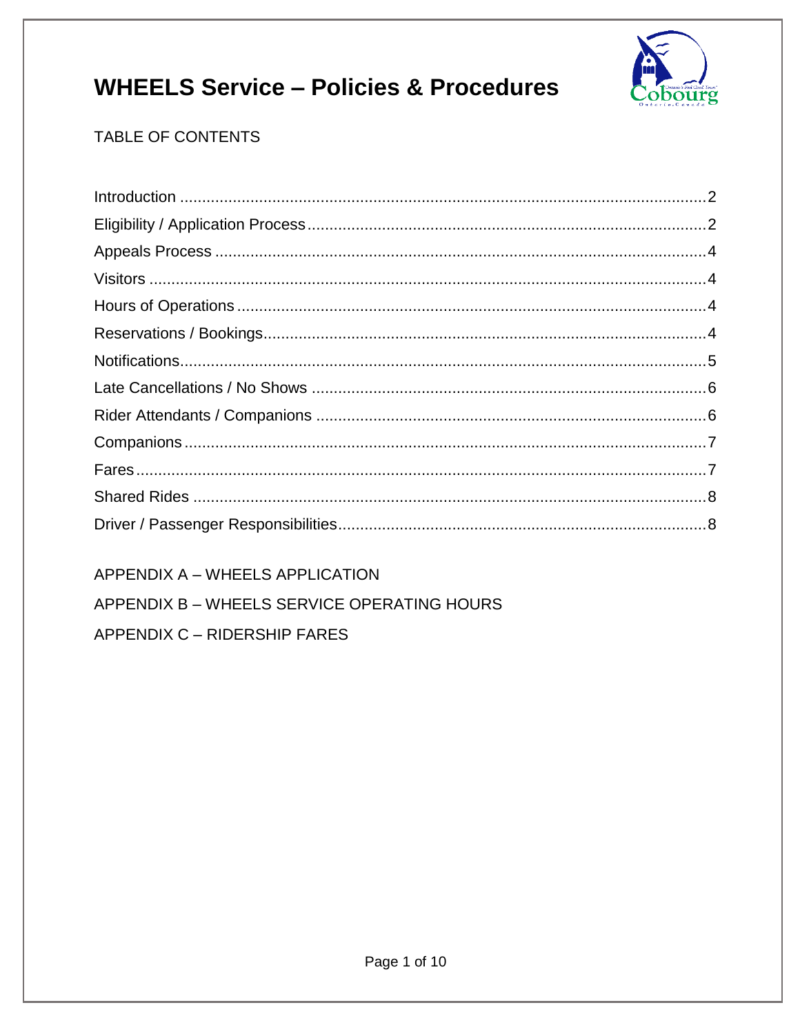# WHEELS Service – Policies & Procedures

TABLE OF CONTENTS

| Section | Page |
| --- | --- |
| Introduction | 2 |
| Eligibility / Application Process | 2 |
| Appeals Process | 4 |
| Visitors | 4 |
| Hours of Operations | 4 |
| Reservations / Bookings | 4 |
| Notifications | 5 |
| Late Cancellations / No Shows | 6 |
| Rider Attendants / Companions | 6 |
| Companions | 7 |
| Fares | 7 |
| Shared Rides | 8 |
| Driver / Passenger Responsibilities | 8 |

APPENDIX A – WHEELS APPLICATION

APPENDIX B – WHEELS SERVICE OPERATING HOURS

APPENDIX C – RIDERSHIP FARES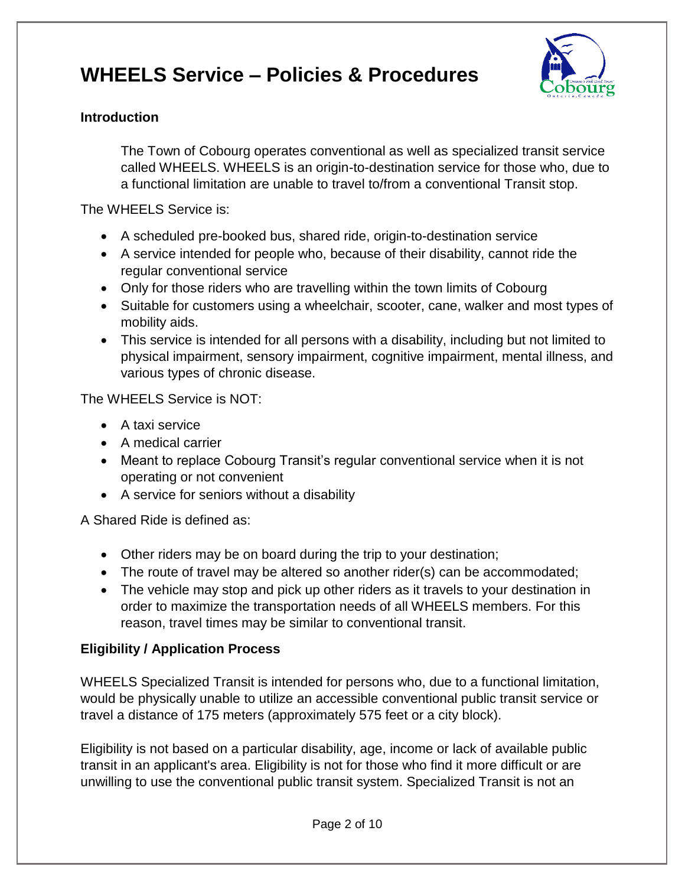# WHEELS Service – Policies & Procedures

**Introduction**

The Town of Cobourg operates conventional as well as specialized transit service called WHEELS. WHEELS is an origin-to-destination service for those who, due to a functional limitation are unable to travel to/from a conventional Transit stop.

The WHEELS Service is:

- A scheduled pre-booked bus, shared ride, origin-to-destination service
- A service intended for people who, because of their disability, cannot ride the regular conventional service
- Only for those riders who are travelling within the town limits of Cobourg
- Suitable for customers using a wheelchair, scooter, cane, walker and most types of mobility aids.
- This service is intended for all persons with a disability, including but not limited to physical impairment, sensory impairment, cognitive impairment, mental illness, and various types of chronic disease.

The WHEELS Service is NOT:

- A taxi service
- A medical carrier
- Meant to replace Cobourg Transit's regular conventional service when it is not operating or not convenient
- A service for seniors without a disability

A Shared Ride is defined as:

- Other riders may be on board during the trip to your destination;
- The route of travel may be altered so another rider(s) can be accommodated;
- The vehicle may stop and pick up other riders as it travels to your destination in order to maximize the transportation needs of all WHEELS members. For this reason, travel times may be similar to conventional transit.

**Eligibility / Application Process**

WHEELS Specialized Transit is intended for persons who, due to a functional limitation, would be physically unable to utilize an accessible conventional public transit service or travel a distance of 175 meters (approximately 575 feet or a city block).

Eligibility is not based on a particular disability, age, income or lack of available public transit in an applicant's area. Eligibility is not for those who find it more difficult or are unwilling to use the conventional public transit system. Specialized Transit is not an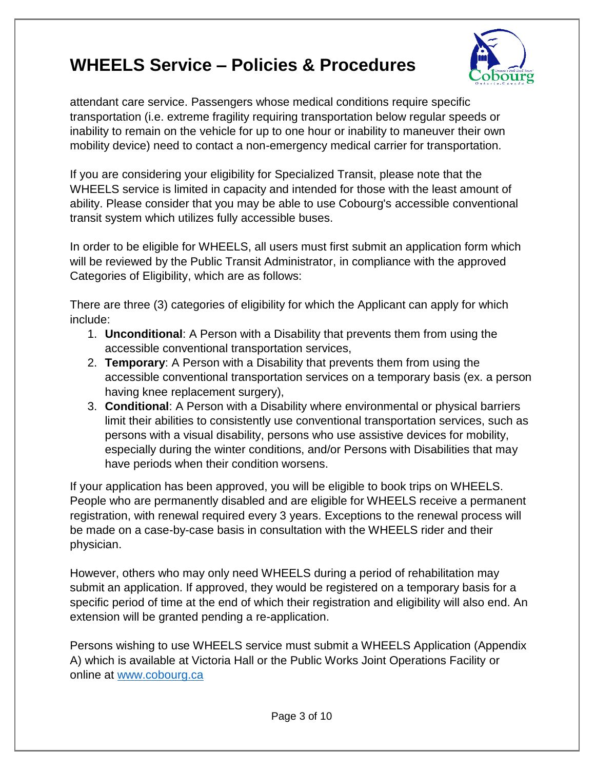attendant care service. Passengers whose medical conditions require specific transportation (i.e. extreme fragility requiring transportation below regular speeds or inability to remain on the vehicle for up to one hour or inability to maneuver their own mobility device) need to contact a non-emergency medical carrier for transportation.

If you are considering your eligibility for Specialized Transit, please note that the WHEELS service is limited in capacity and intended for those with the least amount of ability. Please consider that you may be able to use Cobourg's accessible conventional transit system which utilizes fully accessible buses.

In order to be eligible for WHEELS, all users must first submit an application form which will be reviewed by the Public Transit Administrator, in compliance with the approved Categories of Eligibility, which are as follows:

There are three (3) categories of eligibility for which the Applicant can apply for which include:

1. **Unconditional**: A Person with a Disability that prevents them from using the accessible conventional transportation services,
2. **Temporary**: A Person with a Disability that prevents them from using the accessible conventional transportation services on a temporary basis (ex. a person having knee replacement surgery),
3. **Conditional**: A Person with a Disability where environmental or physical barriers limit their abilities to consistently use conventional transportation services, such as persons with a visual disability, persons who use assistive devices for mobility, especially during the winter conditions, and/or Persons with Disabilities that may have periods when their condition worsens.

If your application has been approved, you will be eligible to book trips on WHEELS. People who are permanently disabled and are eligible for WHEELS receive a permanent registration, with renewal required every 3 years. Exceptions to the renewal process will be made on a case-by-case basis in consultation with the WHEELS rider and their physician.

However, others who may only need WHEELS during a period of rehabilitation may submit an application. If approved, they would be registered on a temporary basis for a specific period of time at the end of which their registration and eligibility will also end. An extension will be granted pending a re-application.

Persons wishing to use WHEELS service must submit a WHEELS Application (Appendix A) which is available at Victoria Hall or the Public Works Joint Operations Facility or online at [www.cobourg.ca](www.cobourg.ca)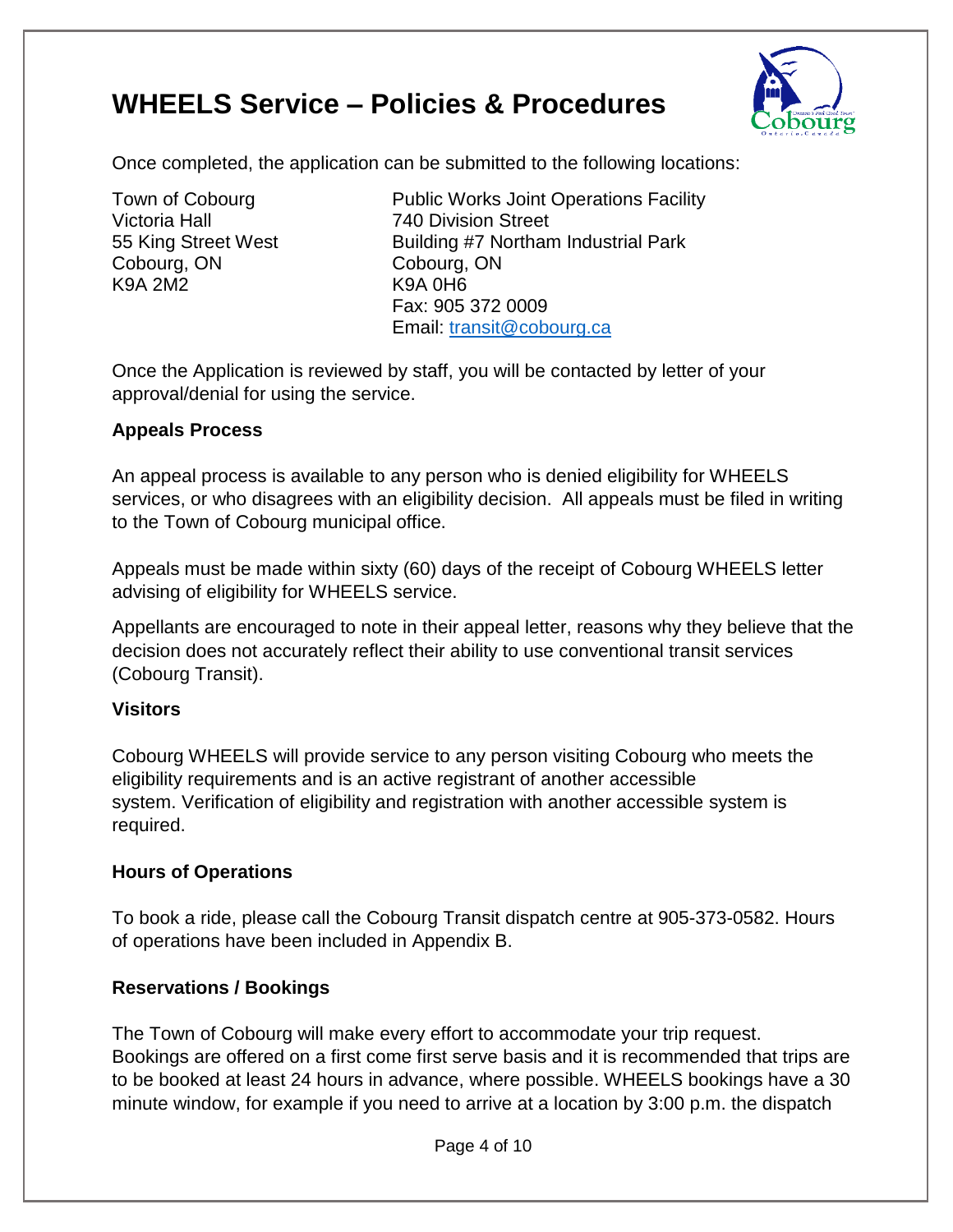Once completed, the application can be submitted to the following locations:

Town of Cobourg
Victoria Hall
55 King Street West
Cobourg, ON
K9A 2M2

Public Works Joint Operations Facility
740 Division Street
Building #7 Northam Industrial Park
Cobourg, ON
K9A 0H6
Fax: 905 372 0009
Email: transit@cobourg.ca

Once the Application is reviewed by staff, you will be contacted by letter of your approval/denial for using the service.

**Appeals Process**

An appeal process is available to any person who is denied eligibility for WHEELS services, or who disagrees with an eligibility decision. All appeals must be filed in writing to the Town of Cobourg municipal office.

Appeals must be made within sixty (60) days of the receipt of Cobourg WHEELS letter advising of eligibility for WHEELS service.

Appellants are encouraged to note in their appeal letter, reasons why they believe that the decision does not accurately reflect their ability to use conventional transit services (Cobourg Transit).

**Visitors**

Cobourg WHEELS will provide service to any person visiting Cobourg who meets the eligibility requirements and is an active registrant of another accessible system. Verification of eligibility and registration with another accessible system is required.

**Hours of Operations**

To book a ride, please call the Cobourg Transit dispatch centre at 905-373-0582. Hours of operations have been included in Appendix B.

**Reservations / Bookings**

The Town of Cobourg will make every effort to accommodate your trip request. Bookings are offered on a first come first serve basis and it is recommended that trips are to be booked at least 24 hours in advance, where possible. WHEELS bookings have a 30 minute window, for example if you need to arrive at a location by 3:00 p.m. the dispatch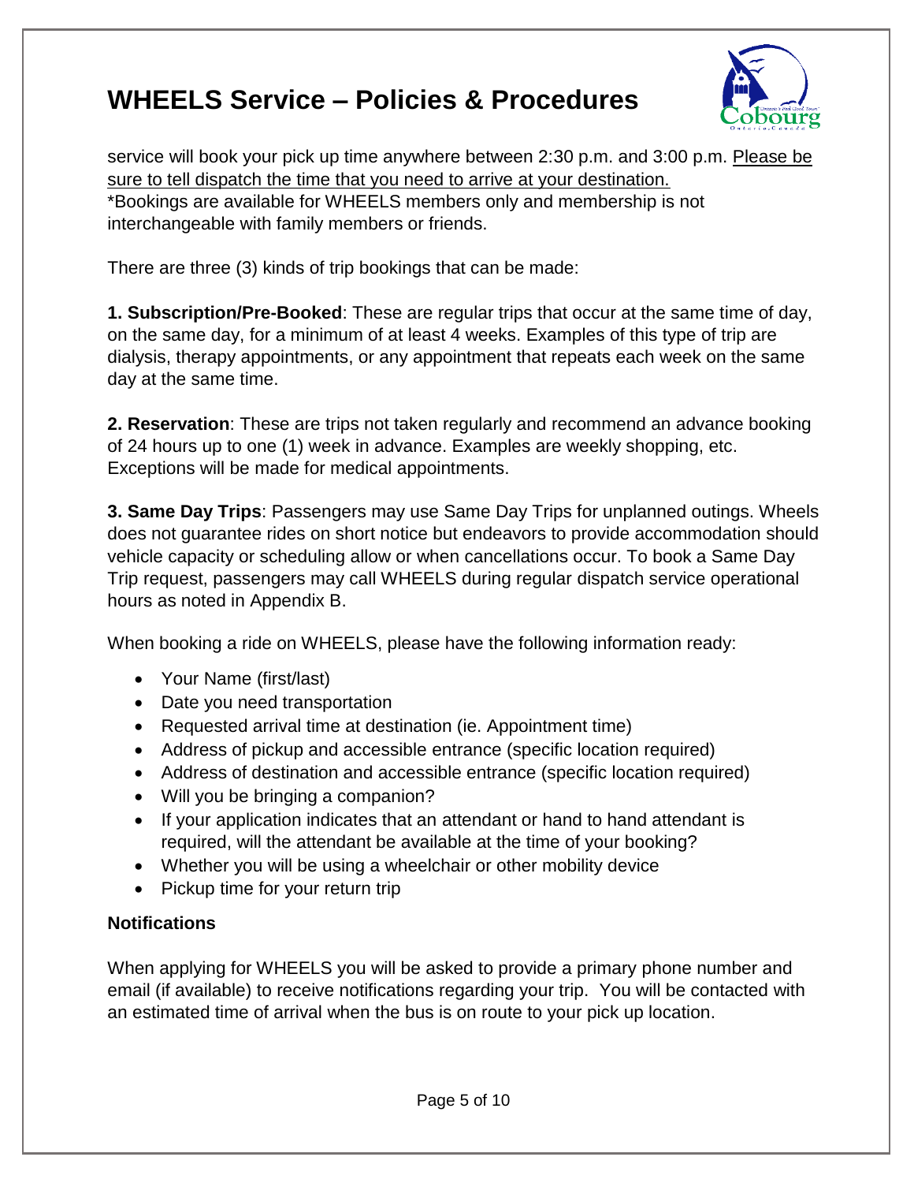service will book your pick up time anywhere between 2:30 p.m. and 3:00 p.m. Please be sure to tell dispatch the time that you need to arrive at your destination.
*Bookings are available for WHEELS members only and membership is not interchangeable with family members or friends.

There are three (3) kinds of trip bookings that can be made:

**1. Subscription/Pre-Booked**: These are regular trips that occur at the same time of day, on the same day, for a minimum of at least 4 weeks. Examples of this type of trip are dialysis, therapy appointments, or any appointment that repeats each week on the same day at the same time.

**2. Reservation**: These are trips not taken regularly and recommend an advance booking of 24 hours up to one (1) week in advance. Examples are weekly shopping, etc. Exceptions will be made for medical appointments.

**3. Same Day Trips**: Passengers may use Same Day Trips for unplanned outings. Wheels does not guarantee rides on short notice but endeavors to provide accommodation should vehicle capacity or scheduling allow or when cancellations occur. To book a Same Day Trip request, passengers may call WHEELS during regular dispatch service operational hours as noted in Appendix B.

When booking a ride on WHEELS, please have the following information ready:

- Your Name (first/last)
- Date you need transportation
- Requested arrival time at destination (ie. Appointment time)
- Address of pickup and accessible entrance (specific location required)
- Address of destination and accessible entrance (specific location required)
- Will you be bringing a companion?
- If your application indicates that an attendant or hand to hand attendant is required, will the attendant be available at the time of your booking?
- Whether you will be using a wheelchair or other mobility device
- Pickup time for your return trip

### Notifications

When applying for WHEELS you will be asked to provide a primary phone number and email (if available) to receive notifications regarding your trip. You will be contacted with an estimated time of arrival when the bus is on route to your pick up location.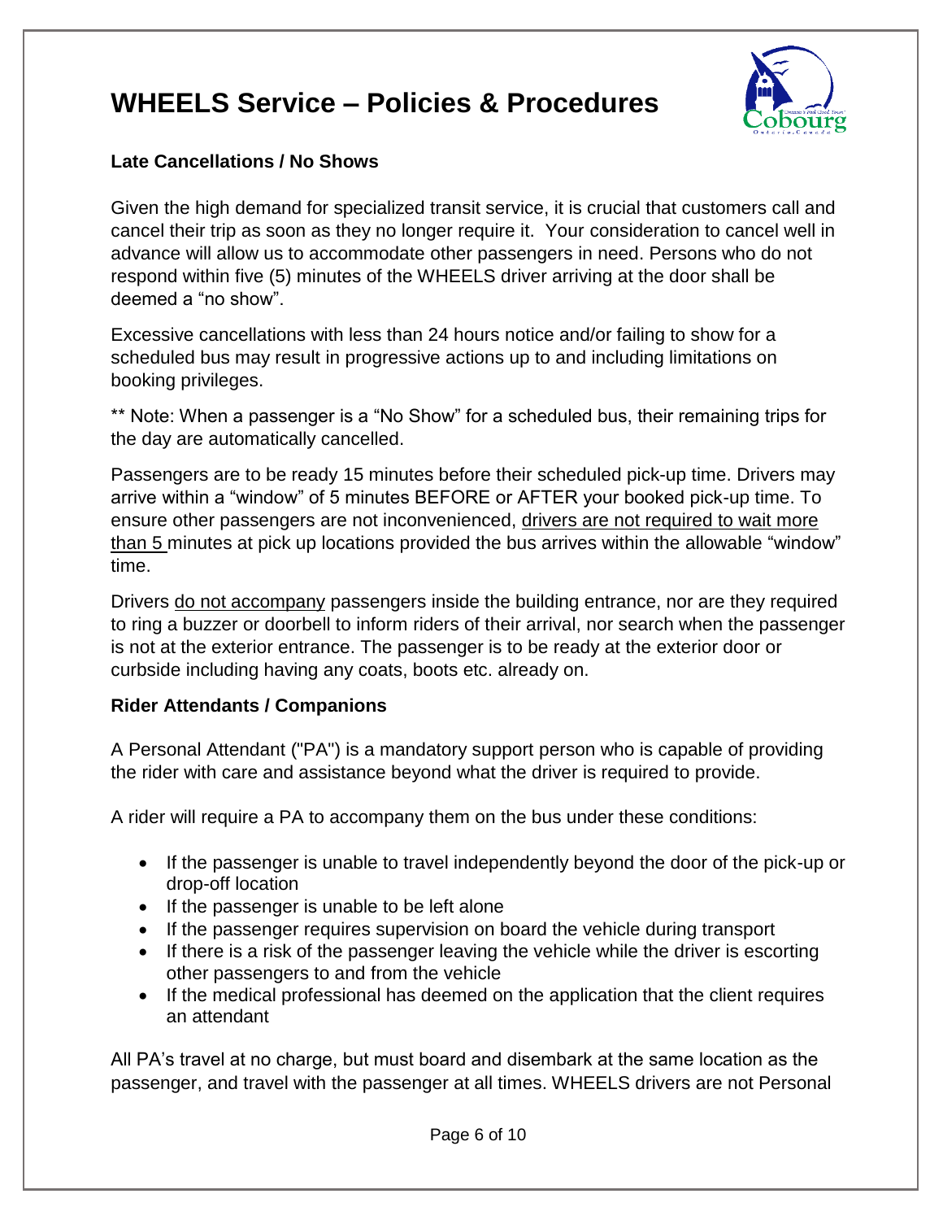# WHEELS Service – Policies & Procedures

### Late Cancellations / No Shows

Given the high demand for specialized transit service, it is crucial that customers call and cancel their trip as soon as they no longer require it. Your consideration to cancel well in advance will allow us to accommodate other passengers in need. Persons who do not respond within five (5) minutes of the WHEELS driver arriving at the door shall be deemed a "no show".

Excessive cancellations with less than 24 hours notice and/or failing to show for a scheduled bus may result in progressive actions up to and including limitations on booking privileges.

** Note: When a passenger is a "No Show" for a scheduled bus, their remaining trips for the day are automatically cancelled.

Passengers are to be ready 15 minutes before their scheduled pick-up time. Drivers may arrive within a "window" of 5 minutes BEFORE or AFTER your booked pick-up time. To ensure other passengers are not inconvenienced, drivers are not required to wait more than 5 minutes at pick up locations provided the bus arrives within the allowable "window" time.

Drivers do not accompany passengers inside the building entrance, nor are they required to ring a buzzer or doorbell to inform riders of their arrival, nor search when the passenger is not at the exterior entrance. The passenger is to be ready at the exterior door or curbside including having any coats, boots etc. already on.

### Rider Attendants / Companions

A Personal Attendant ("PA") is a mandatory support person who is capable of providing the rider with care and assistance beyond what the driver is required to provide.

A rider will require a PA to accompany them on the bus under these conditions:

- If the passenger is unable to travel independently beyond the door of the pick-up or drop-off location
- If the passenger is unable to be left alone
- If the passenger requires supervision on board the vehicle during transport
- If there is a risk of the passenger leaving the vehicle while the driver is escorting other passengers to and from the vehicle
- If the medical professional has deemed on the application that the client requires an attendant

All PA's travel at no charge, but must board and disembark at the same location as the passenger, and travel with the passenger at all times. WHEELS drivers are not Personal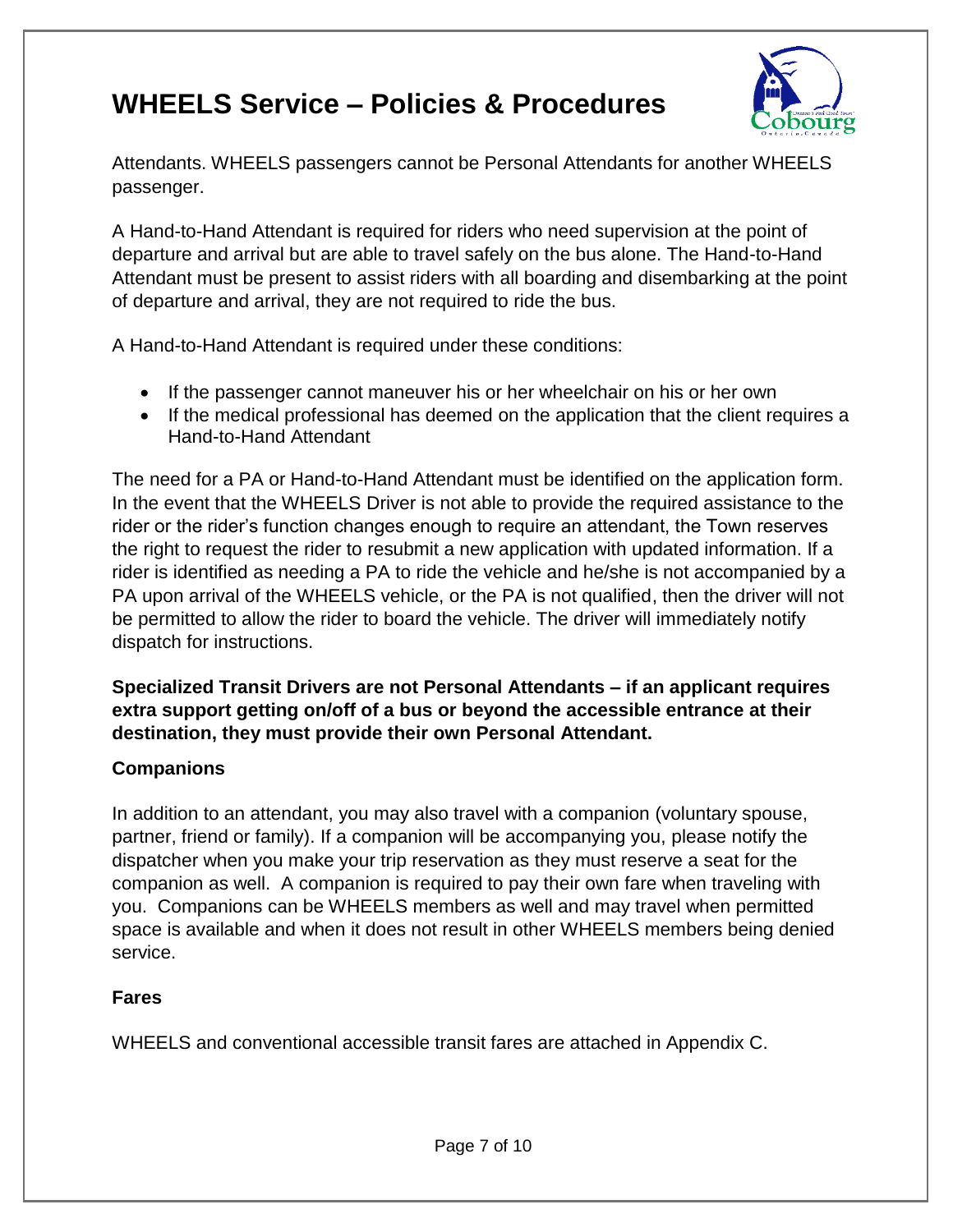Attendants. WHEELS passengers cannot be Personal Attendants for another WHEELS passenger.

A Hand-to-Hand Attendant is required for riders who need supervision at the point of departure and arrival but are able to travel safely on the bus alone. The Hand-to-Hand Attendant must be present to assist riders with all boarding and disembarking at the point of departure and arrival, they are not required to ride the bus.

A Hand-to-Hand Attendant is required under these conditions:

- If the passenger cannot maneuver his or her wheelchair on his or her own
- If the medical professional has deemed on the application that the client requires a Hand-to-Hand Attendant

The need for a PA or Hand-to-Hand Attendant must be identified on the application form. In the event that the WHEELS Driver is not able to provide the required assistance to the rider or the rider's function changes enough to require an attendant, the Town reserves the right to request the rider to resubmit a new application with updated information. If a rider is identified as needing a PA to ride the vehicle and he/she is not accompanied by a PA upon arrival of the WHEELS vehicle, or the PA is not qualified, then the driver will not be permitted to allow the rider to board the vehicle. The driver will immediately notify dispatch for instructions.

**Specialized Transit Drivers are not Personal Attendants – if an applicant requires extra support getting on/off of a bus or beyond the accessible entrance at their destination, they must provide their own Personal Attendant.**

### Companions

In addition to an attendant, you may also travel with a companion (voluntary spouse, partner, friend or family). If a companion will be accompanying you, please notify the dispatcher when you make your trip reservation as they must reserve a seat for the companion as well. A companion is required to pay their own fare when traveling with you. Companions can be WHEELS members as well and may travel when permitted space is available and when it does not result in other WHEELS members being denied service.

### Fares

WHEELS and conventional accessible transit fares are attached in Appendix C.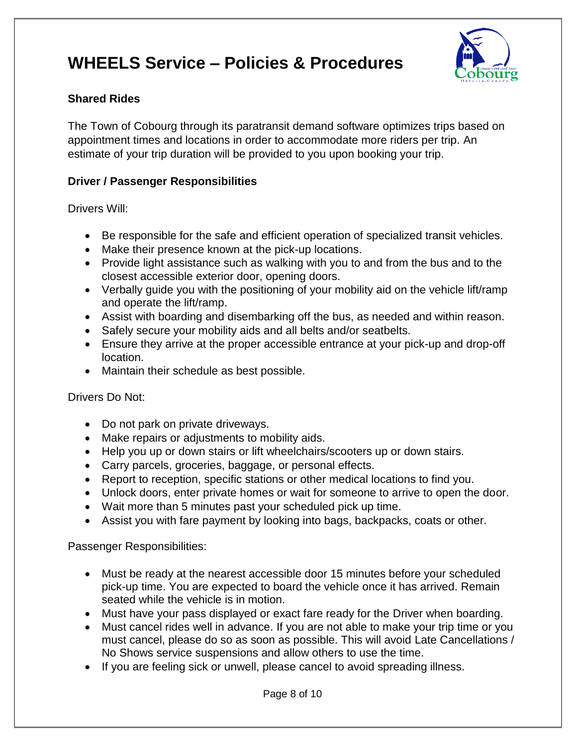# WHEELS Service – Policies & Procedures

### Shared Rides

The Town of Cobourg through its paratransit demand software optimizes trips based on appointment times and locations in order to accommodate more riders per trip. An estimate of your trip duration will be provided to you upon booking your trip.

### Driver / Passenger Responsibilities

Drivers Will:

- Be responsible for the safe and efficient operation of specialized transit vehicles.
- Make their presence known at the pick-up locations.
- Provide light assistance such as walking with you to and from the bus and to the closest accessible exterior door, opening doors.
- Verbally guide you with the positioning of your mobility aid on the vehicle lift/ramp and operate the lift/ramp.
- Assist with boarding and disembarking off the bus, as needed and within reason.
- Safely secure your mobility aids and all belts and/or seatbelts.
- Ensure they arrive at the proper accessible entrance at your pick-up and drop-off location.
- Maintain their schedule as best possible.

Drivers Do Not:

- Do not park on private driveways.
- Make repairs or adjustments to mobility aids.
- Help you up or down stairs or lift wheelchairs/scooters up or down stairs.
- Carry parcels, groceries, baggage, or personal effects.
- Report to reception, specific stations or other medical locations to find you.
- Unlock doors, enter private homes or wait for someone to arrive to open the door.
- Wait more than 5 minutes past your scheduled pick up time.
- Assist you with fare payment by looking into bags, backpacks, coats or other.

Passenger Responsibilities:

- Must be ready at the nearest accessible door 15 minutes before your scheduled pick-up time. You are expected to board the vehicle once it has arrived. Remain seated while the vehicle is in motion.
- Must have your pass displayed or exact fare ready for the Driver when boarding.
- Must cancel rides well in advance. If you are not able to make your trip time or you must cancel, please do so as soon as possible. This will avoid Late Cancellations / No Shows service suspensions and allow others to use the time.
- If you are feeling sick or unwell, please cancel to avoid spreading illness.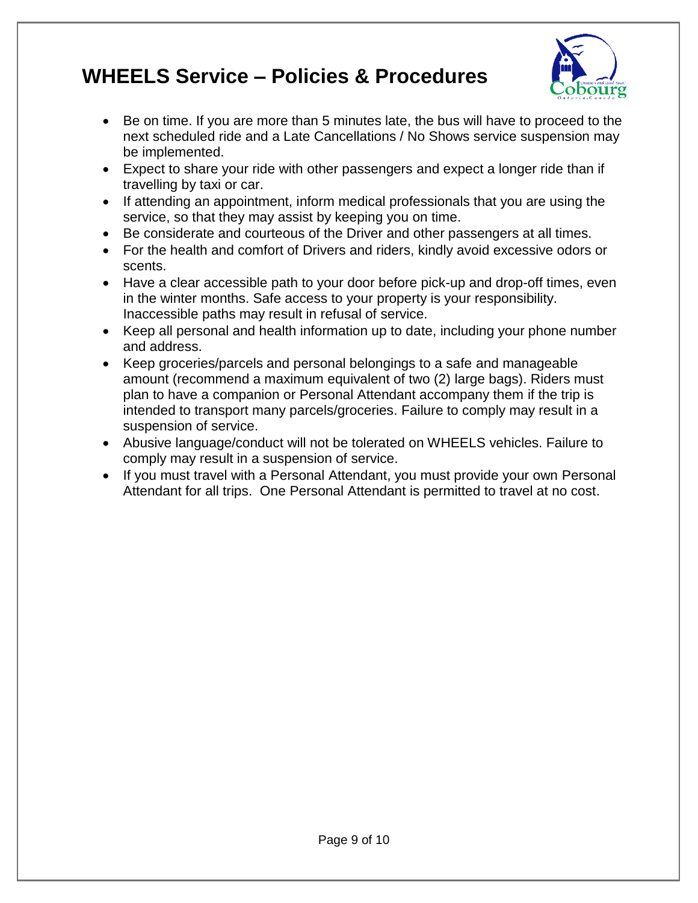# WHEELS Service – Policies & Procedures

- Be on time. If you are more than 5 minutes late, the bus will have to proceed to the next scheduled ride and a Late Cancellations / No Shows service suspension may be implemented.
- Expect to share your ride with other passengers and expect a longer ride than if travelling by taxi or car.
- If attending an appointment, inform medical professionals that you are using the service, so that they may assist by keeping you on time.
- Be considerate and courteous of the Driver and other passengers at all times.
- For the health and comfort of Drivers and riders, kindly avoid excessive odors or scents.
- Have a clear accessible path to your door before pick-up and drop-off times, even in the winter months. Safe access to your property is your responsibility. Inaccessible paths may result in refusal of service.
- Keep all personal and health information up to date, including your phone number and address.
- Keep groceries/parcels and personal belongings to a safe and manageable amount (recommend a maximum equivalent of two (2) large bags). Riders must plan to have a companion or Personal Attendant accompany them if the trip is intended to transport many parcels/groceries. Failure to comply may result in a suspension of service.
- Abusive language/conduct will not be tolerated on WHEELS vehicles. Failure to comply may result in a suspension of service.
- If you must travel with a Personal Attendant, you must provide your own Personal Attendant for all trips. One Personal Attendant is permitted to travel at no cost.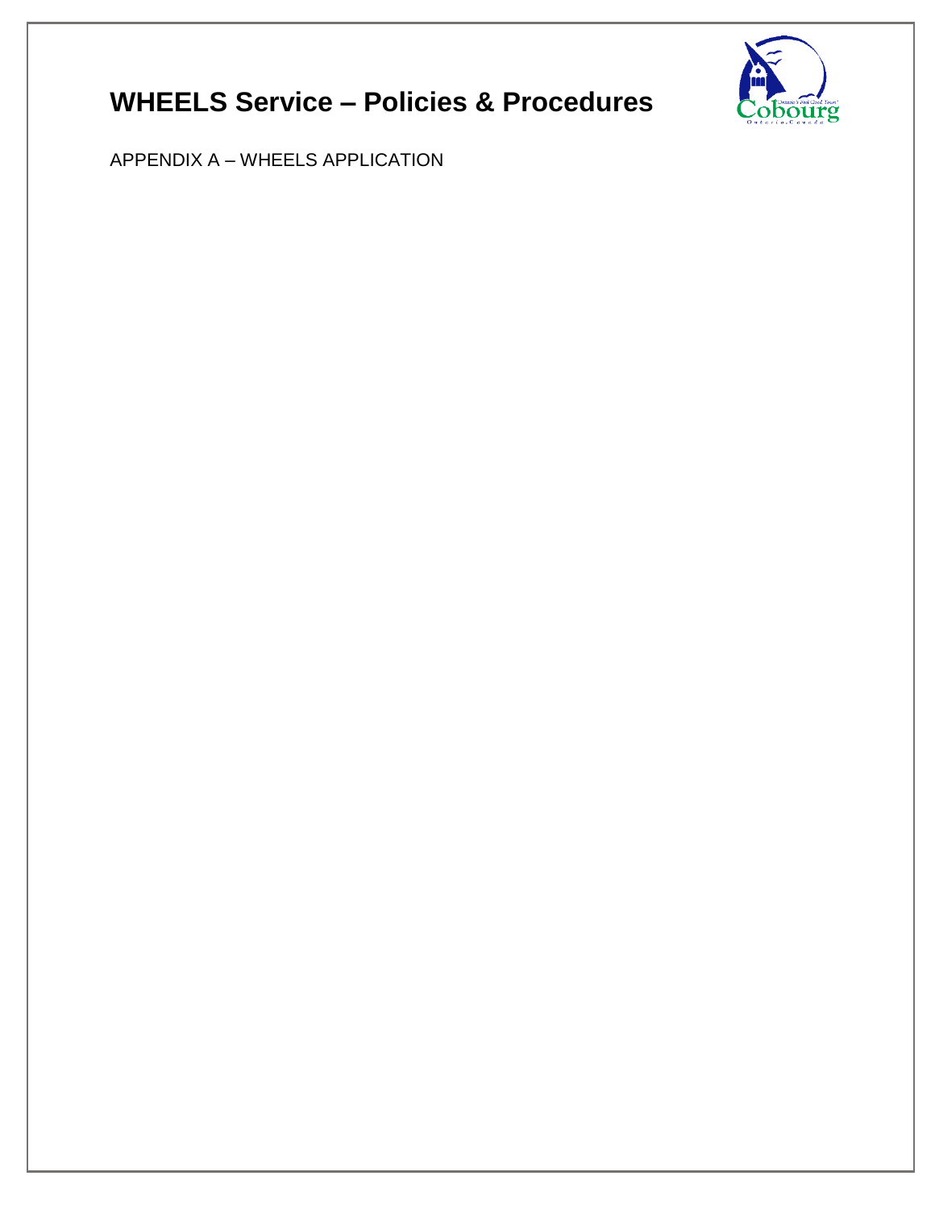# WHEELS Service – Policies & Procedures

APPENDIX A – WHEELS APPLICATION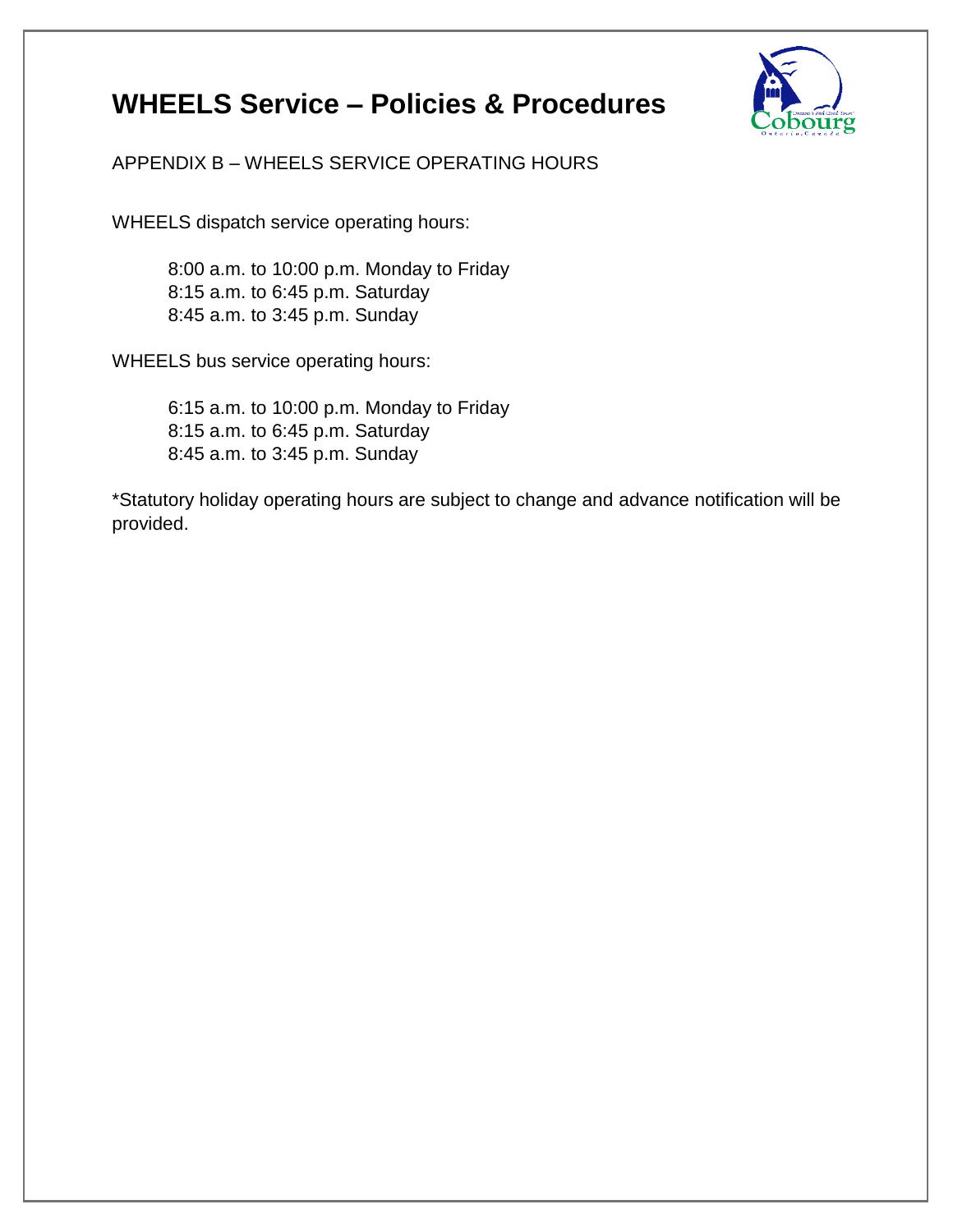# WHEELS Service – Policies & Procedures

APPENDIX B – WHEELS SERVICE OPERATING HOURS

WHEELS dispatch service operating hours:

> 8:00 a.m. to 10:00 p.m. Monday to Friday
> 8:15 a.m. to 6:45 p.m. Saturday
> 8:45 a.m. to 3:45 p.m. Sunday

WHEELS bus service operating hours:

> 6:15 a.m. to 10:00 p.m. Monday to Friday
> 8:15 a.m. to 6:45 p.m. Saturday
> 8:45 a.m. to 3:45 p.m. Sunday

*Statutory holiday operating hours are subject to change and advance notification will be provided.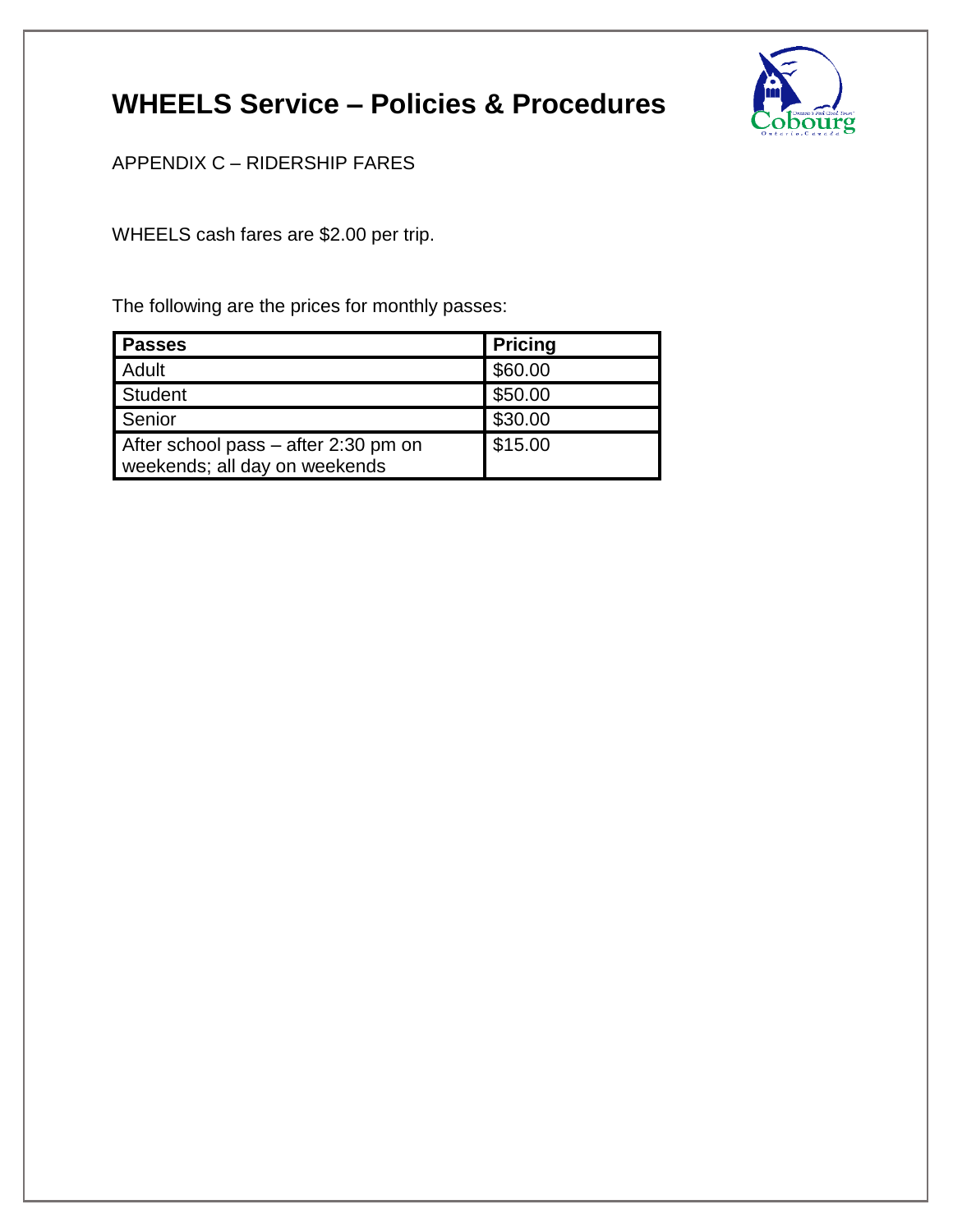# WHEELS Service – Policies & Procedures

APPENDIX C – RIDERSHIP FARES

WHEELS cash fares are $2.00 per trip.

The following are the prices for monthly passes:

| Passes | Pricing |
|---|---|
| Adult | $60.00 |
| Student | $50.00 |
| Senior | $30.00 |
| After school pass – after 2:30 pm on weekends; all day on weekends | $15.00 |